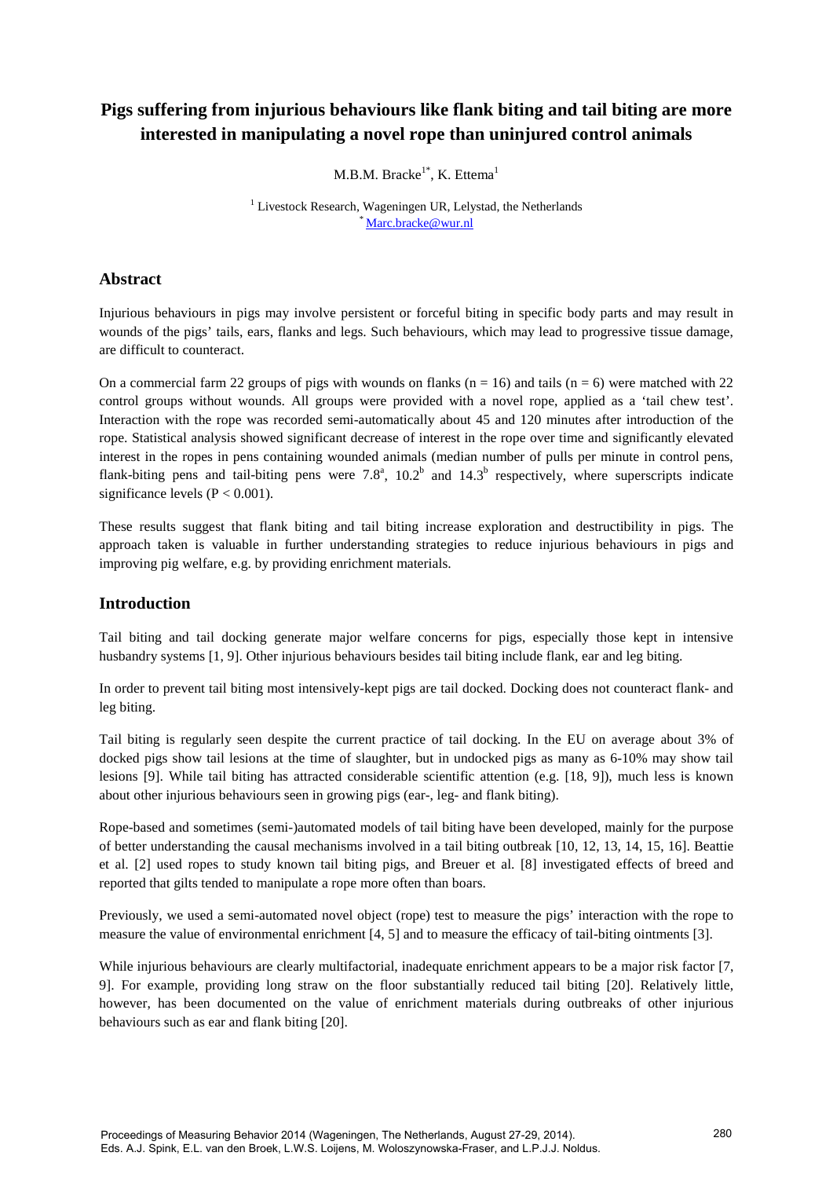# Pigs suffering from injurious behaviours like flank biting and tail biting are more interested in manipulating a novel rope than uninjured control animals

M.B.M. Bracke[1*], K. Ettema[1]

[1] Livestock Research, Wageningen UR, Lelystad, the Netherlands
[*] Marc.bracke@wur.nl

## Abstract

Injurious behaviours in pigs may involve persistent or forceful biting in specific body parts and may result in wounds of the pigs' tails, ears, flanks and legs. Such behaviours, which may lead to progressive tissue damage, are difficult to counteract.

On a commercial farm 22 groups of pigs with wounds on flanks ($n = 16$) and tails ($n = 6$) were matched with 22 control groups without wounds. All groups were provided with a novel rope, applied as a 'tail chew test'. Interaction with the rope was recorded semi-automatically about 45 and 120 minutes after introduction of the rope. Statistical analysis showed significant decrease of interest in the rope over time and significantly elevated interest in the ropes in pens containing wounded animals (median number of pulls per minute in control pens, flank-biting pens and tail-biting pens were $7.8^a$, $10.2^b$ and $14.3^b$ respectively, where superscripts indicate significance levels ($P < 0.001$).

These results suggest that flank biting and tail biting increase exploration and destructibility in pigs. The approach taken is valuable in further understanding strategies to reduce injurious behaviours in pigs and improving pig welfare, e.g. by providing enrichment materials.

## Introduction

Tail biting and tail docking generate major welfare concerns for pigs, especially those kept in intensive husbandry systems [1, 9]. Other injurious behaviours besides tail biting include flank, ear and leg biting.

In order to prevent tail biting most intensively-kept pigs are tail docked. Docking does not counteract flank- and leg biting.

Tail biting is regularly seen despite the current practice of tail docking. In the EU on average about 3% of docked pigs show tail lesions at the time of slaughter, but in undocked pigs as many as 6-10% may show tail lesions [9]. While tail biting has attracted considerable scientific attention (e.g. [18, 9]), much less is known about other injurious behaviours seen in growing pigs (ear-, leg- and flank biting).

Rope-based and sometimes (semi-)automated models of tail biting have been developed, mainly for the purpose of better understanding the causal mechanisms involved in a tail biting outbreak [10, 12, 13, 14, 15, 16]. Beattie et al. [2] used ropes to study known tail biting pigs, and Breuer et al. [8] investigated effects of breed and reported that gilts tended to manipulate a rope more often than boars.

Previously, we used a semi-automated novel object (rope) test to measure the pigs' interaction with the rope to measure the value of environmental enrichment [4, 5] and to measure the efficacy of tail-biting ointments [3].

While injurious behaviours are clearly multifactorial, inadequate enrichment appears to be a major risk factor [7, 9]. For example, providing long straw on the floor substantially reduced tail biting [20]. Relatively little, however, has been documented on the value of enrichment materials during outbreaks of other injurious behaviours such as ear and flank biting [20].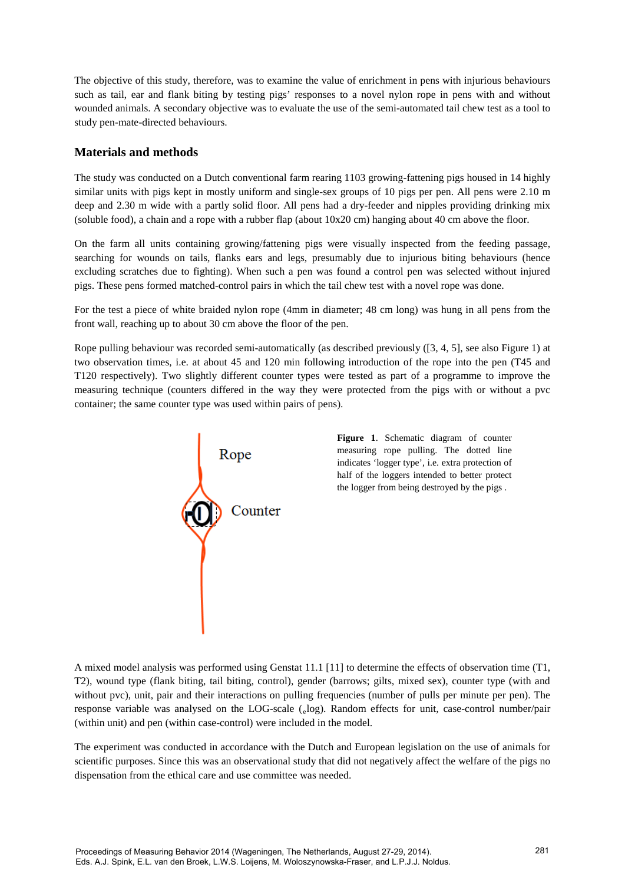The objective of this study, therefore, was to examine the value of enrichment in pens with injurious behaviours such as tail, ear and flank biting by testing pigs' responses to a novel nylon rope in pens with and without wounded animals. A secondary objective was to evaluate the use of the semi-automated tail chew test as a tool to study pen-mate-directed behaviours.

## Materials and methods

The study was conducted on a Dutch conventional farm rearing 1103 growing-fattening pigs housed in 14 highly similar units with pigs kept in mostly uniform and single-sex groups of 10 pigs per pen. All pens were 2.10 m deep and 2.30 m wide with a partly solid floor. All pens had a dry-feeder and nipples providing drinking mix (soluble food), a chain and a rope with a rubber flap (about 10x20 cm) hanging about 40 cm above the floor.

On the farm all units containing growing/fattening pigs were visually inspected from the feeding passage, searching for wounds on tails, flanks ears and legs, presumably due to injurious biting behaviours (hence excluding scratches due to fighting). When such a pen was found a control pen was selected without injured pigs. These pens formed matched-control pairs in which the tail chew test with a novel rope was done.

For the test a piece of white braided nylon rope (4mm in diameter; 48 cm long) was hung in all pens from the front wall, reaching up to about 30 cm above the floor of the pen.

Rope pulling behaviour was recorded semi-automatically (as described previously ([3, 4, 5], see also Figure 1) at two observation times, i.e. at about 45 and 120 min following introduction of the rope into the pen (T45 and T120 respectively). Two slightly different counter types were tested as part of a programme to improve the measuring technique (counters differed in the way they were protected from the pigs with or without a pvc container; the same counter type was used within pairs of pens).

Rope

Counter

**Figure 1**. Schematic diagram of counter measuring rope pulling. The dotted line indicates 'logger type', i.e. extra protection of half of the loggers intended to better protect the logger from being destroyed by the pigs .

A mixed model analysis was performed using Genstat 11.1 [11] to determine the effects of observation time (T1, T2), wound type (flank biting, tail biting, control), gender (barrows; gilts, mixed sex), counter type (with and without pvc), unit, pair and their interactions on pulling frequencies (number of pulls per minute per pen). The response variable was analysed on the LOG-scale ($_e$log). Random effects for unit, case-control number/pair (within unit) and pen (within case-control) were included in the model.

The experiment was conducted in accordance with the Dutch and European legislation on the use of animals for scientific purposes. Since this was an observational study that did not negatively affect the welfare of the pigs no dispensation from the ethical care and use committee was needed.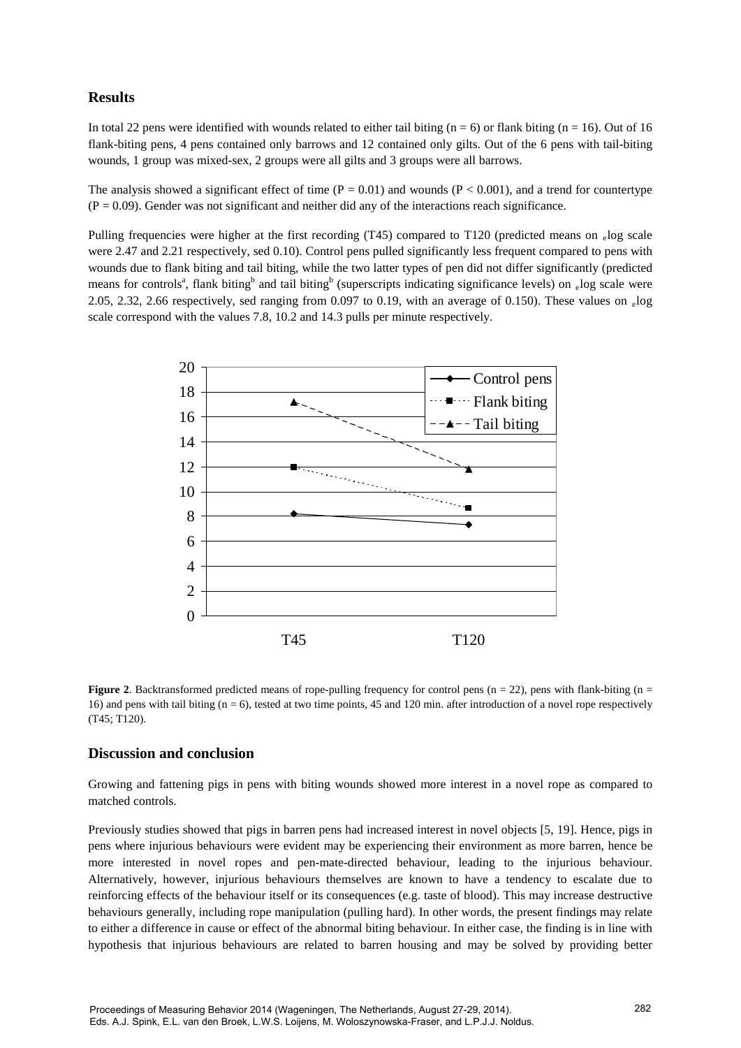## Results

In total 22 pens were identified with wounds related to either tail biting ($n = 6$) or flank biting ($n = 16$). Out of 16 flank-biting pens, 4 pens contained only barrows and 12 contained only gilts. Out of the 6 pens with tail-biting wounds, 1 group was mixed-sex, 2 groups were all gilts and 3 groups were all barrows.

The analysis showed a significant effect of time ($P = 0.01$) and wounds ($P < 0.001$), and a trend for countertype ($P = 0.09$). Gender was not significant and neither did any of the interactions reach significance.

Pulling frequencies were higher at the first recording (T45) compared to T120 (predicted means on $_e$log scale were 2.47 and 2.21 respectively, sed 0.10). Control pens pulled significantly less frequent compared to pens with wounds due to flank biting and tail biting, while the two latter types of pen did not differ significantly (predicted means for controls[a], flank biting[b] and tail biting[b] (superscripts indicating significance levels) on $_e$log scale were 2.05, 2.32, 2.66 respectively, sed ranging from 0.097 to 0.19, with an average of 0.150). These values on $_e$log scale correspond with the values 7.8, 10.2 and 14.3 pulls per minute respectively.

**Figure 2**. Backtransformed predicted means of rope-pulling frequency for control pens ($n = 22$), pens with flank-biting ($n = 16$) and pens with tail biting ($n = 6$), tested at two time points, 45 and 120 min. after introduction of a novel rope respectively (T45; T120).

## Discussion and conclusion

Growing and fattening pigs in pens with biting wounds showed more interest in a novel rope as compared to matched controls.

Previously studies showed that pigs in barren pens had increased interest in novel objects [5, 19]. Hence, pigs in pens where injurious behaviours were evident may be experiencing their environment as more barren, hence be more interested in novel ropes and pen-mate-directed behaviour, leading to the injurious behaviour. Alternatively, however, injurious behaviours themselves are known to have a tendency to escalate due to reinforcing effects of the behaviour itself or its consequences (e.g. taste of blood). This may increase destructive behaviours generally, including rope manipulation (pulling hard). In other words, the present findings may relate to either a difference in cause or effect of the abnormal biting behaviour. In either case, the finding is in line with hypothesis that injurious behaviours are related to barren housing and may be solved by providing better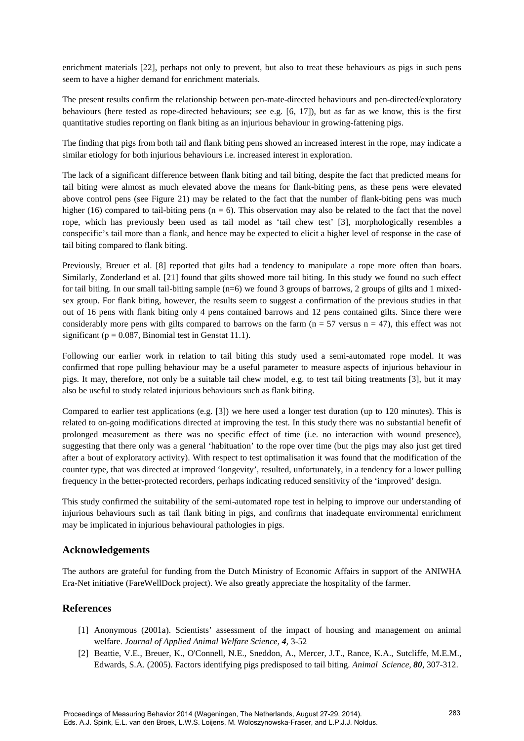enrichment materials [22], perhaps not only to prevent, but also to treat these behaviours as pigs in such pens seem to have a higher demand for enrichment materials.

The present results confirm the relationship between pen-mate-directed behaviours and pen-directed/exploratory behaviours (here tested as rope-directed behaviours; see e.g. [6, 17]), but as far as we know, this is the first quantitative studies reporting on flank biting as an injurious behaviour in growing-fattening pigs.

The finding that pigs from both tail and flank biting pens showed an increased interest in the rope, may indicate a similar etiology for both injurious behaviours i.e. increased interest in exploration.

The lack of a significant difference between flank biting and tail biting, despite the fact that predicted means for tail biting were almost as much elevated above the means for flank-biting pens, as these pens were elevated above control pens (see Figure 21) may be related to the fact that the number of flank-biting pens was much higher (16) compared to tail-biting pens ($n = 6$). This observation may also be related to the fact that the novel rope, which has previously been used as tail model as 'tail chew test' [3], morphologically resembles a conspecific's tail more than a flank, and hence may be expected to elicit a higher level of response in the case of tail biting compared to flank biting.

Previously, Breuer et al. [8] reported that gilts had a tendency to manipulate a rope more often than boars. Similarly, Zonderland et al. [21] found that gilts showed more tail biting. In this study we found no such effect for tail biting. In our small tail-biting sample ($n=6$) we found 3 groups of barrows, 2 groups of gilts and 1 mixed-sex group. For flank biting, however, the results seem to suggest a confirmation of the previous studies in that out of 16 pens with flank biting only 4 pens contained barrows and 12 pens contained gilts. Since there were considerably more pens with gilts compared to barrows on the farm ($n = 57$ versus $n = 47$), this effect was not significant ($p = 0.087$, Binomial test in Genstat 11.1).

Following our earlier work in relation to tail biting this study used a semi-automated rope model. It was confirmed that rope pulling behaviour may be a useful parameter to measure aspects of injurious behaviour in pigs. It may, therefore, not only be a suitable tail chew model, e.g. to test tail biting treatments [3], but it may also be useful to study related injurious behaviours such as flank biting.

Compared to earlier test applications (e.g. [3]) we here used a longer test duration (up to 120 minutes). This is related to on-going modifications directed at improving the test. In this study there was no substantial benefit of prolonged measurement as there was no specific effect of time (i.e. no interaction with wound presence), suggesting that there only was a general 'habituation' to the rope over time (but the pigs may also just get tired after a bout of exploratory activity). With respect to test optimalisation it was found that the modification of the counter type, that was directed at improved 'longevity', resulted, unfortunately, in a tendency for a lower pulling frequency in the better-protected recorders, perhaps indicating reduced sensitivity of the 'improved' design.

This study confirmed the suitability of the semi-automated rope test in helping to improve our understanding of injurious behaviours such as tail flank biting in pigs, and confirms that inadequate environmental enrichment may be implicated in injurious behavioural pathologies in pigs.

## Acknowledgements

The authors are grateful for funding from the Dutch Ministry of Economic Affairs in support of the ANIWHA Era-Net initiative (FareWellDock project). We also greatly appreciate the hospitality of the farmer.

## References

[1] Anonymous (2001a). Scientists' assessment of the impact of housing and management on animal welfare. *Journal of Applied Animal Welfare Science*, ***4***, 3-52

[2] Beattie, V.E., Breuer, K., O'Connell, N.E., Sneddon, A., Mercer, J.T., Rance, K.A., Sutcliffe, M.E.M., Edwards, S.A. (2005). Factors identifying pigs predisposed to tail biting. *Animal Science*, ***80***, 307-312.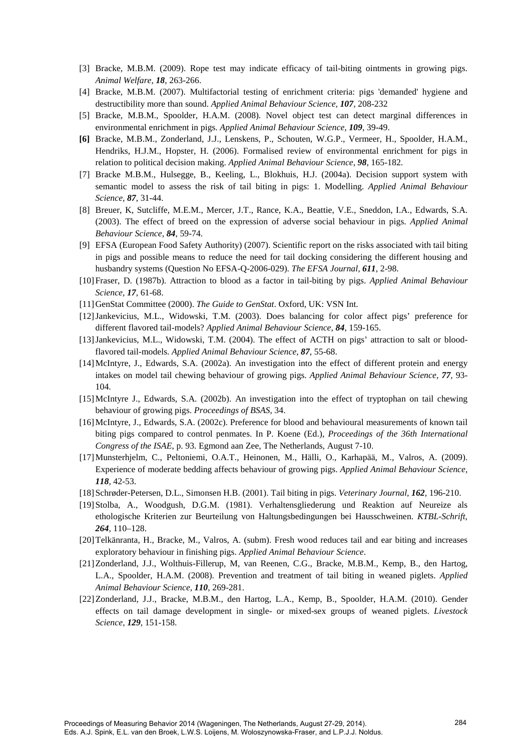[3] Bracke, M.B.M. (2009). Rope test may indicate efficacy of tail-biting ointments in growing pigs. *Animal Welfare, **18***, 263-266.

[4] Bracke, M.B.M. (2007). Multifactorial testing of enrichment criteria: pigs 'demanded' hygiene and destructibility more than sound. *Applied Animal Behaviour Science, **107***, 208-232

[5] Bracke, M.B.M., Spoolder, H.A.M. (2008). Novel object test can detect marginal differences in environmental enrichment in pigs. *Applied Animal Behaviour Science, **109***, 39-49.

**[6]** Bracke, M.B.M., Zonderland, J.J., Lenskens, P., Schouten, W.G.P., Vermeer, H., Spoolder, H.A.M., Hendriks, H.J.M., Hopster, H. (2006). Formalised review of environmental enrichment for pigs in relation to political decision making. *Applied Animal Behaviour Science, **98***, 165-182.

[7] Bracke M.B.M., Hulsegge, B., Keeling, L., Blokhuis, H.J. (2004a). Decision support system with semantic model to assess the risk of tail biting in pigs: 1. Modelling. *Applied Animal Behaviour Science, **87***, 31-44.

[8] Breuer, K, Sutcliffe, M.E.M., Mercer, J.T., Rance, K.A., Beattie, V.E., Sneddon, I.A., Edwards, S.A. (2003). The effect of breed on the expression of adverse social behaviour in pigs. *Applied Animal Behaviour Science, **84***, 59-74.

[9] EFSA (European Food Safety Authority) (2007). Scientific report on the risks associated with tail biting in pigs and possible means to reduce the need for tail docking considering the different housing and husbandry systems (Question No EFSA-Q-2006-029). *The EFSA Journal, **611***, 2-98.

[10] Fraser, D. (1987b). Attraction to blood as a factor in tail-biting by pigs. *Applied Animal Behaviour Science, **17***, 61-68.

[11] GenStat Committee (2000). *The Guide to GenStat*. Oxford, UK: VSN Int.

[12] Jankevicius, M.L., Widowski, T.M. (2003). Does balancing for color affect pigs' preference for different flavored tail-models? *Applied Animal Behaviour Science, **84***, 159-165.

[13] Jankevicius, M.L., Widowski, T.M. (2004). The effect of ACTH on pigs' attraction to salt or blood-flavored tail-models. *Applied Animal Behaviour Science, **87***, 55-68.

[14] McIntyre, J., Edwards, S.A. (2002a). An investigation into the effect of different protein and energy intakes on model tail chewing behaviour of growing pigs. *Applied Animal Behaviour Science, **77***, 93-104.

[15] McIntyre J., Edwards, S.A. (2002b). An investigation into the effect of tryptophan on tail chewing behaviour of growing pigs. *Proceedings of BSAS*, 34.

[16] McIntyre, J., Edwards, S.A. (2002c). Preference for blood and behavioural measurements of known tail biting pigs compared to control penmates. In P. Koene (Ed.), *Proceedings of the 36th International Congress of the ISAE*, p. 93. Egmond aan Zee, The Netherlands, August 7-10.

[17] Munsterhjelm, C., Peltoniemi, O.A.T., Heinonen, M., Hälli, O., Karhapää, M., Valros, A. (2009). Experience of moderate bedding affects behaviour of growing pigs. *Applied Animal Behaviour Science, **118***, 42-53.

[18] Schrøder-Petersen, D.L., Simonsen H.B. (2001). Tail biting in pigs. *Veterinary Journal, **162***, 196-210.

[19] Stolba, A., Woodgush, D.G.M. (1981). Verhaltensgliederung und Reaktion auf Neureize als ethologische Kriterien zur Beurteilung von Haltungsbedingungen bei Hausschweinen. *KTBL-Schrift, **264***, 110–128.

[20] Telkänranta, H., Bracke, M., Valros, A. (subm). Fresh wood reduces tail and ear biting and increases exploratory behaviour in finishing pigs. *Applied Animal Behaviour Science*.

[21] Zonderland, J.J., Wolthuis-Fillerup, M, van Reenen, C.G., Bracke, M.B.M., Kemp, B., den Hartog, L.A., Spoolder, H.A.M. (2008). Prevention and treatment of tail biting in weaned piglets. *Applied Animal Behaviour Science, **110***, 269-281.

[22] Zonderland, J.J., Bracke, M.B.M., den Hartog, L.A., Kemp, B., Spoolder, H.A.M. (2010). Gender effects on tail damage development in single- or mixed-sex groups of weaned piglets. *Livestock Science, **129***, 151-158.